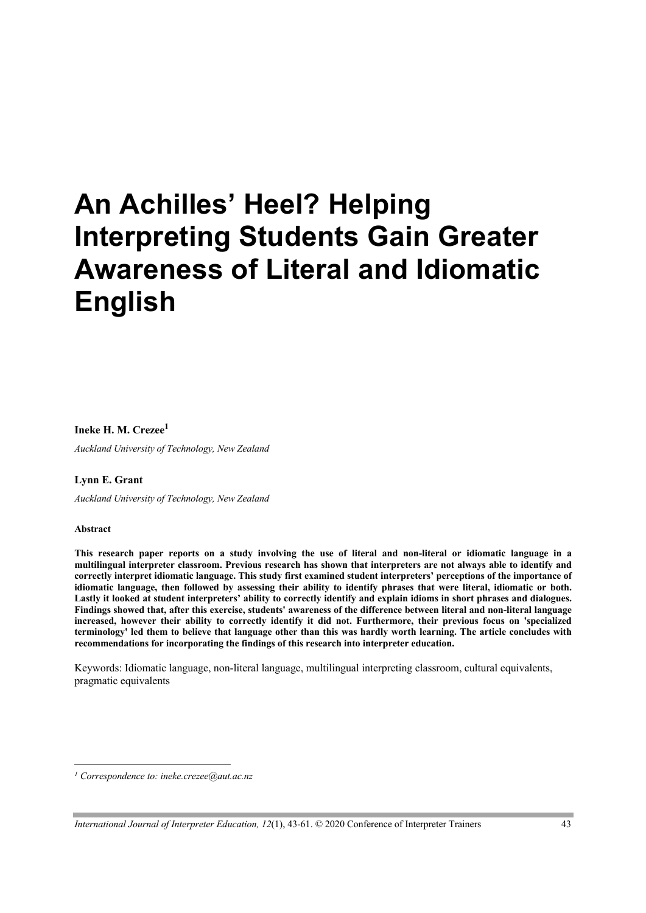# An Achilles' Heel? Helping Interpreting Students Gain Greater Awareness of Literal and Idiomatic English

**Ineke H. M. Crezee**[1]

*Auckland University of Technology, New Zealand*

**Lynn E. Grant**

*Auckland University of Technology, New Zealand*

**Abstract**

**This research paper reports on a study involving the use of literal and non-literal or idiomatic language in a multilingual interpreter classroom. Previous research has shown that interpreters are not always able to identify and correctly interpret idiomatic language. This study first examined student interpreters' perceptions of the importance of idiomatic language, then followed by assessing their ability to identify phrases that were literal, idiomatic or both. Lastly it looked at student interpreters' ability to correctly identify and explain idioms in short phrases and dialogues. Findings showed that, after this exercise, students' awareness of the difference between literal and non-literal language increased, however their ability to correctly identify it did not. Furthermore, their previous focus on 'specialized terminology' led them to believe that language other than this was hardly worth learning. The article concludes with recommendations for incorporating the findings of this research into interpreter education.**

Keywords: Idiomatic language, non-literal language, multilingual interpreting classroom, cultural equivalents, pragmatic equivalents

---

[1] *Correspondence to: ineke.crezee@aut.ac.nz*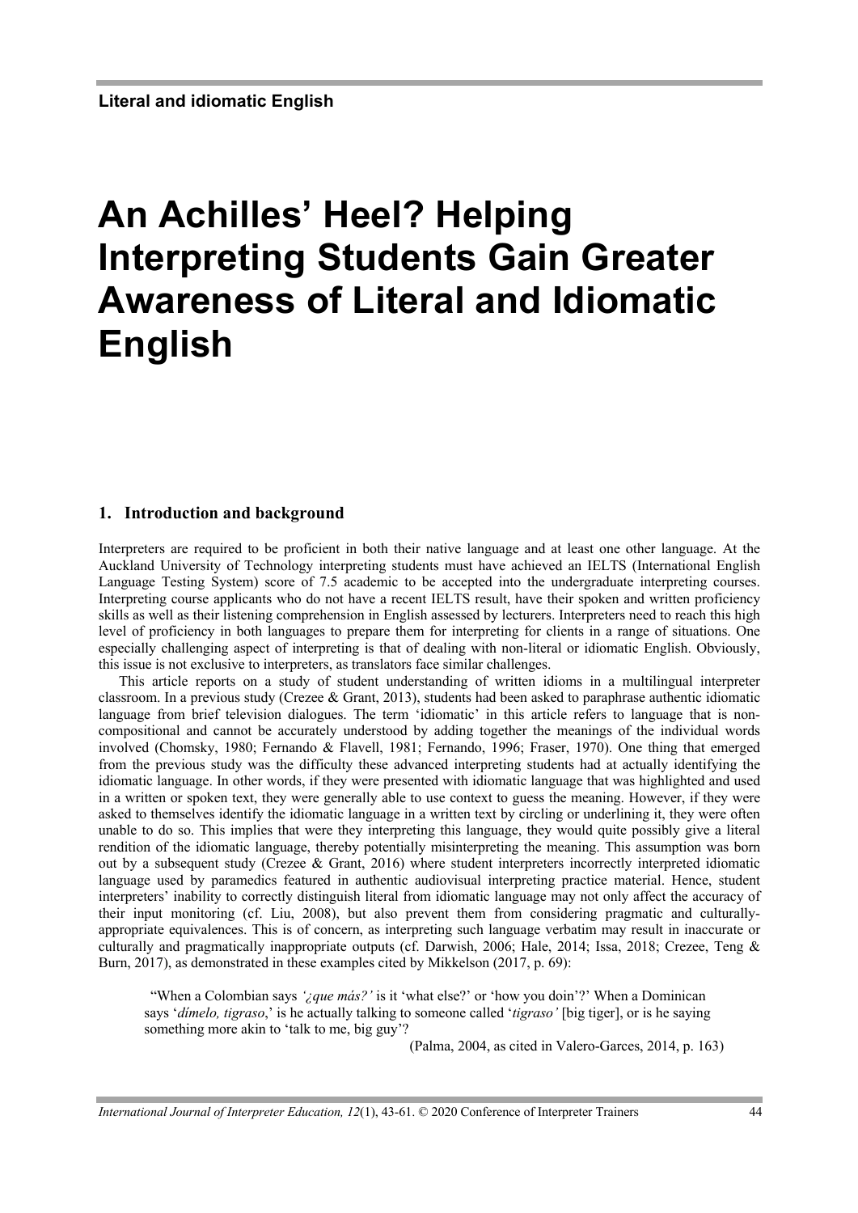# An Achilles' Heel? Helping Interpreting Students Gain Greater Awareness of Literal and Idiomatic English

## 1. Introduction and background

Interpreters are required to be proficient in both their native language and at least one other language. At the Auckland University of Technology interpreting students must have achieved an IELTS (International English Language Testing System) score of 7.5 academic to be accepted into the undergraduate interpreting courses. Interpreting course applicants who do not have a recent IELTS result, have their spoken and written proficiency skills as well as their listening comprehension in English assessed by lecturers. Interpreters need to reach this high level of proficiency in both languages to prepare them for interpreting for clients in a range of situations. One especially challenging aspect of interpreting is that of dealing with non-literal or idiomatic English. Obviously, this issue is not exclusive to interpreters, as translators face similar challenges.

This article reports on a study of student understanding of written idioms in a multilingual interpreter classroom. In a previous study (Crezee & Grant, 2013), students had been asked to paraphrase authentic idiomatic language from brief television dialogues. The term 'idiomatic' in this article refers to language that is non-compositional and cannot be accurately understood by adding together the meanings of the individual words involved (Chomsky, 1980; Fernando & Flavell, 1981; Fernando, 1996; Fraser, 1970). One thing that emerged from the previous study was the difficulty these advanced interpreting students had at actually identifying the idiomatic language. In other words, if they were presented with idiomatic language that was highlighted and used in a written or spoken text, they were generally able to use context to guess the meaning. However, if they were asked to themselves identify the idiomatic language in a written text by circling or underlining it, they were often unable to do so. This implies that were they interpreting this language, they would quite possibly give a literal rendition of the idiomatic language, thereby potentially misinterpreting the meaning. This assumption was born out by a subsequent study (Crezee & Grant, 2016) where student interpreters incorrectly interpreted idiomatic language used by paramedics featured in authentic audiovisual interpreting practice material. Hence, student interpreters' inability to correctly distinguish literal from idiomatic language may not only affect the accuracy of their input monitoring (cf. Liu, 2008), but also prevent them from considering pragmatic and culturally-appropriate equivalences. This is of concern, as interpreting such language verbatim may result in inaccurate or culturally and pragmatically inappropriate outputs (cf. Darwish, 2006; Hale, 2014; Issa, 2018; Crezee, Teng & Burn, 2017), as demonstrated in these examples cited by Mikkelson (2017, p. 69):

> "When a Colombian says *'¿que más?'* is it 'what else?' or 'how you doin'?' When a Dominican says '*dímelo, tigraso*,' is he actually talking to someone called '*tigraso'* [big tiger], or is he saying something more akin to 'talk to me, big guy'?
>
> (Palma, 2004, as cited in Valero-Garces, 2014, p. 163)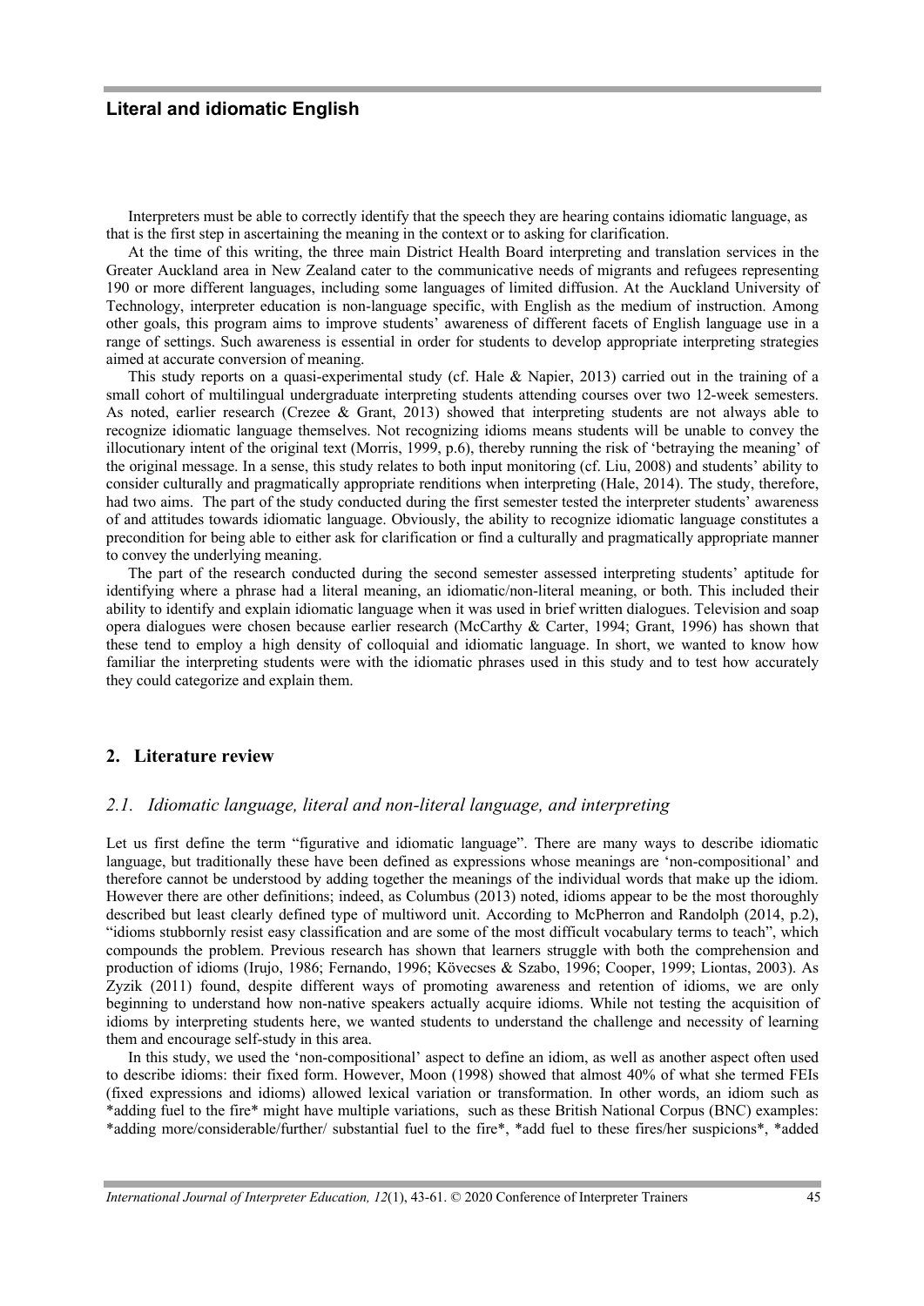Interpreters must be able to correctly identify that the speech they are hearing contains idiomatic language, as that is the first step in ascertaining the meaning in the context or to asking for clarification.

At the time of this writing, the three main District Health Board interpreting and translation services in the Greater Auckland area in New Zealand cater to the communicative needs of migrants and refugees representing 190 or more different languages, including some languages of limited diffusion. At the Auckland University of Technology, interpreter education is non-language specific, with English as the medium of instruction. Among other goals, this program aims to improve students' awareness of different facets of English language use in a range of settings. Such awareness is essential in order for students to develop appropriate interpreting strategies aimed at accurate conversion of meaning.

This study reports on a quasi-experimental study (cf. Hale & Napier, 2013) carried out in the training of a small cohort of multilingual undergraduate interpreting students attending courses over two 12-week semesters. As noted, earlier research (Crezee & Grant, 2013) showed that interpreting students are not always able to recognize idiomatic language themselves. Not recognizing idioms means students will be unable to convey the illocutionary intent of the original text (Morris, 1999, p.6), thereby running the risk of 'betraying the meaning' of the original message. In a sense, this study relates to both input monitoring (cf. Liu, 2008) and students' ability to consider culturally and pragmatically appropriate renditions when interpreting (Hale, 2014). The study, therefore, had two aims. The part of the study conducted during the first semester tested the interpreter students' awareness of and attitudes towards idiomatic language. Obviously, the ability to recognize idiomatic language constitutes a precondition for being able to either ask for clarification or find a culturally and pragmatically appropriate manner to convey the underlying meaning.

The part of the research conducted during the second semester assessed interpreting students' aptitude for identifying where a phrase had a literal meaning, an idiomatic/non-literal meaning, or both. This included their ability to identify and explain idiomatic language when it was used in brief written dialogues. Television and soap opera dialogues were chosen because earlier research (McCarthy & Carter, 1994; Grant, 1996) has shown that these tend to employ a high density of colloquial and idiomatic language. In short, we wanted to know how familiar the interpreting students were with the idiomatic phrases used in this study and to test how accurately they could categorize and explain them.

## 2. Literature review

### *2.1. Idiomatic language, literal and non-literal language, and interpreting*

Let us first define the term "figurative and idiomatic language". There are many ways to describe idiomatic language, but traditionally these have been defined as expressions whose meanings are 'non-compositional' and therefore cannot be understood by adding together the meanings of the individual words that make up the idiom. However there are other definitions; indeed, as Columbus (2013) noted, idioms appear to be the most thoroughly described but least clearly defined type of multiword unit. According to McPherron and Randolph (2014, p.2), "idioms stubbornly resist easy classification and are some of the most difficult vocabulary terms to teach", which compounds the problem. Previous research has shown that learners struggle with both the comprehension and production of idioms (Irujo, 1986; Fernando, 1996; Kövecses & Szabo, 1996; Cooper, 1999; Liontas, 2003). As Zyzik (2011) found, despite different ways of promoting awareness and retention of idioms, we are only beginning to understand how non-native speakers actually acquire idioms. While not testing the acquisition of idioms by interpreting students here, we wanted students to understand the challenge and necessity of learning them and encourage self-study in this area.

In this study, we used the 'non-compositional' aspect to define an idiom, as well as another aspect often used to describe idioms: their fixed form. However, Moon (1998) showed that almost 40% of what she termed FEIs (fixed expressions and idioms) allowed lexical variation or transformation. In other words, an idiom such as *adding fuel to the fire* might have multiple variations, such as these British National Corpus (BNC) examples: *adding more/considerable/further/ substantial fuel to the fire*, *add fuel to these fires/her suspicions*, *added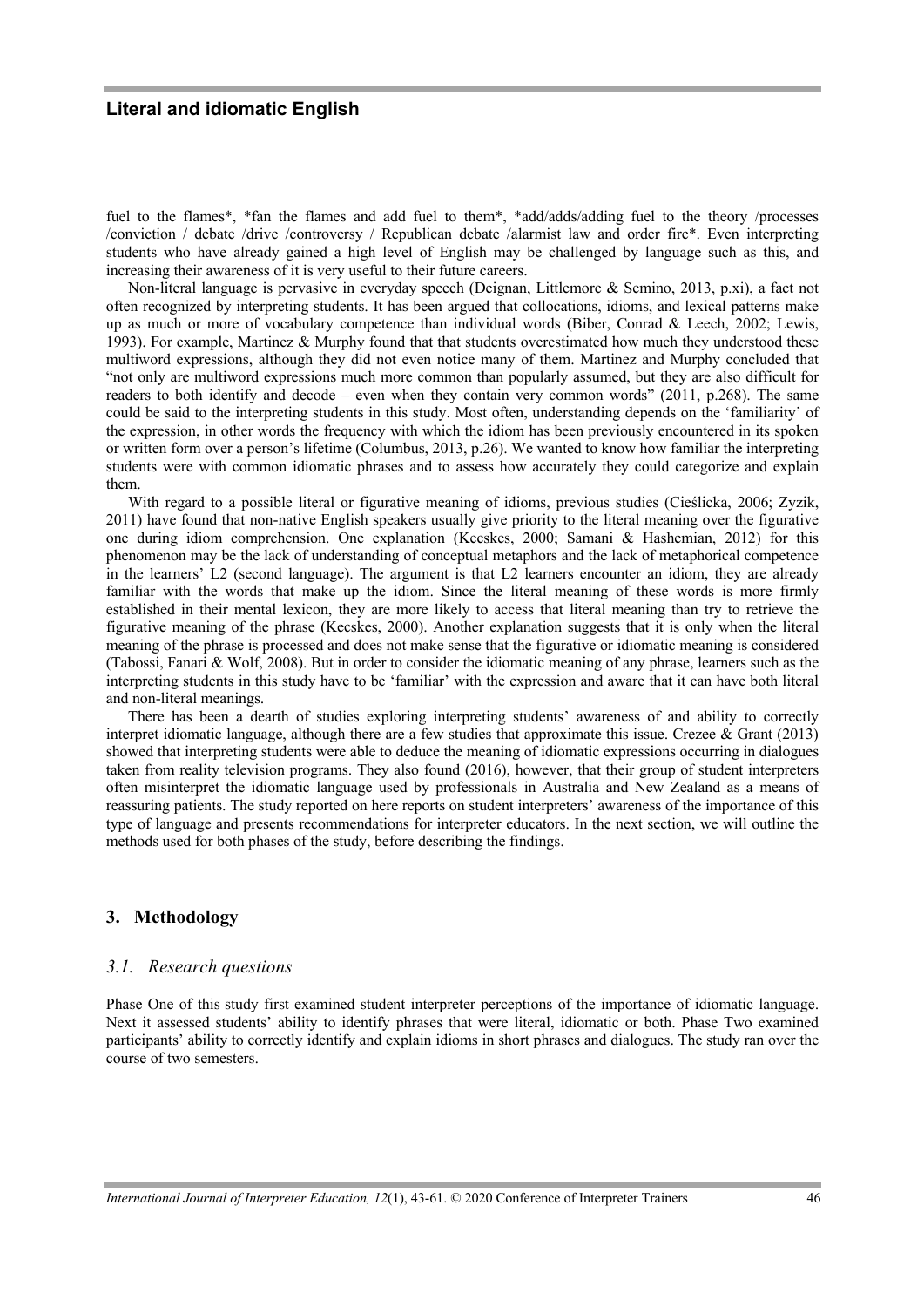fuel to the flames*, *fan the flames and add fuel to them*, *add/adds/adding fuel to the theory /processes /conviction / debate /drive /controversy / Republican debate /alarmist law and order fire*. Even interpreting students who have already gained a high level of English may be challenged by language such as this, and increasing their awareness of it is very useful to their future careers.

Non-literal language is pervasive in everyday speech (Deignan, Littlemore & Semino, 2013, p.xi), a fact not often recognized by interpreting students. It has been argued that collocations, idioms, and lexical patterns make up as much or more of vocabulary competence than individual words (Biber, Conrad & Leech, 2002; Lewis, 1993). For example, Martinez & Murphy found that that students overestimated how much they understood these multiword expressions, although they did not even notice many of them. Martinez and Murphy concluded that "not only are multiword expressions much more common than popularly assumed, but they are also difficult for readers to both identify and decode – even when they contain very common words" (2011, p.268). The same could be said to the interpreting students in this study. Most often, understanding depends on the 'familiarity' of the expression, in other words the frequency with which the idiom has been previously encountered in its spoken or written form over a person's lifetime (Columbus, 2013, p.26). We wanted to know how familiar the interpreting students were with common idiomatic phrases and to assess how accurately they could categorize and explain them.

With regard to a possible literal or figurative meaning of idioms, previous studies (Cieślicka, 2006; Zyzik, 2011) have found that non-native English speakers usually give priority to the literal meaning over the figurative one during idiom comprehension. One explanation (Kecskes, 2000; Samani & Hashemian, 2012) for this phenomenon may be the lack of understanding of conceptual metaphors and the lack of metaphorical competence in the learners' L2 (second language). The argument is that L2 learners encounter an idiom, they are already familiar with the words that make up the idiom. Since the literal meaning of these words is more firmly established in their mental lexicon, they are more likely to access that literal meaning than try to retrieve the figurative meaning of the phrase (Kecskes, 2000). Another explanation suggests that it is only when the literal meaning of the phrase is processed and does not make sense that the figurative or idiomatic meaning is considered (Tabossi, Fanari & Wolf, 2008). But in order to consider the idiomatic meaning of any phrase, learners such as the interpreting students in this study have to be 'familiar' with the expression and aware that it can have both literal and non-literal meanings.

There has been a dearth of studies exploring interpreting students' awareness of and ability to correctly interpret idiomatic language, although there are a few studies that approximate this issue. Crezee & Grant (2013) showed that interpreting students were able to deduce the meaning of idiomatic expressions occurring in dialogues taken from reality television programs. They also found (2016), however, that their group of student interpreters often misinterpret the idiomatic language used by professionals in Australia and New Zealand as a means of reassuring patients. The study reported on here reports on student interpreters' awareness of the importance of this type of language and presents recommendations for interpreter educators. In the next section, we will outline the methods used for both phases of the study, before describing the findings.

## 3. Methodology

### *3.1. Research questions*

Phase One of this study first examined student interpreter perceptions of the importance of idiomatic language. Next it assessed students' ability to identify phrases that were literal, idiomatic or both. Phase Two examined participants' ability to correctly identify and explain idioms in short phrases and dialogues. The study ran over the course of two semesters.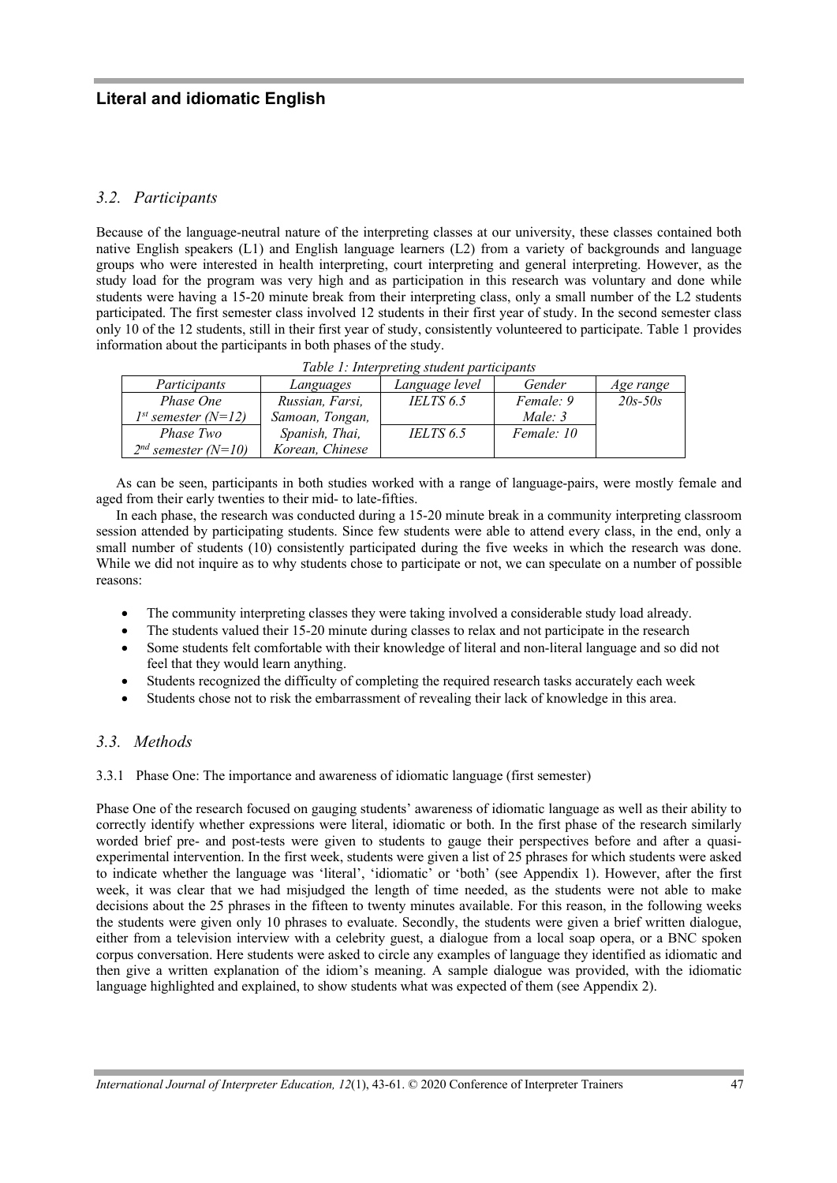### 3.2. Participants

Because of the language-neutral nature of the interpreting classes at our university, these classes contained both native English speakers (L1) and English language learners (L2) from a variety of backgrounds and language groups who were interested in health interpreting, court interpreting and general interpreting. However, as the study load for the program was very high and as participation in this research was voluntary and done while students were having a 15-20 minute break from their interpreting class, only a small number of the L2 students participated. The first semester class involved 12 students in their first year of study. In the second semester class only 10 of the 12 students, still in their first year of study, consistently volunteered to participate. Table 1 provides information about the participants in both phases of the study.

*Table 1: Interpreting student participants*

| *Participants* | *Languages* | *Language level* | *Gender* | *Age range* |
|---|---|---|---|---|
| *Phase One* *1st semester (N=12)* | *Russian, Farsi, Samoan, Tongan,* | *IELTS 6.5* | *Female: 9* *Male: 3* | *20s-50s* |
| *Phase Two* *2nd semester (N=10)* | *Spanish, Thai, Korean, Chinese* | *IELTS 6.5* | *Female: 10* | |

As can be seen, participants in both studies worked with a range of language-pairs, were mostly female and aged from their early twenties to their mid- to late-fifties.

In each phase, the research was conducted during a 15-20 minute break in a community interpreting classroom session attended by participating students. Since few students were able to attend every class, in the end, only a small number of students (10) consistently participated during the five weeks in which the research was done. While we did not inquire as to why students chose to participate or not, we can speculate on a number of possible reasons:

- The community interpreting classes they were taking involved a considerable study load already.
- The students valued their 15-20 minute during classes to relax and not participate in the research
- Some students felt comfortable with their knowledge of literal and non-literal language and so did not feel that they would learn anything.
- Students recognized the difficulty of completing the required research tasks accurately each week
- Students chose not to risk the embarrassment of revealing their lack of knowledge in this area.

### 3.3. Methods

#### 3.3.1 Phase One: The importance and awareness of idiomatic language (first semester)

Phase One of the research focused on gauging students' awareness of idiomatic language as well as their ability to correctly identify whether expressions were literal, idiomatic or both. In the first phase of the research similarly worded brief pre- and post-tests were given to students to gauge their perspectives before and after a quasi-experimental intervention. In the first week, students were given a list of 25 phrases for which students were asked to indicate whether the language was 'literal', 'idiomatic' or 'both' (see Appendix 1). However, after the first week, it was clear that we had misjudged the length of time needed, as the students were not able to make decisions about the 25 phrases in the fifteen to twenty minutes available. For this reason, in the following weeks the students were given only 10 phrases to evaluate. Secondly, the students were given a brief written dialogue, either from a television interview with a celebrity guest, a dialogue from a local soap opera, or a BNC spoken corpus conversation. Here students were asked to circle any examples of language they identified as idiomatic and then give a written explanation of the idiom's meaning. A sample dialogue was provided, with the idiomatic language highlighted and explained, to show students what was expected of them (see Appendix 2).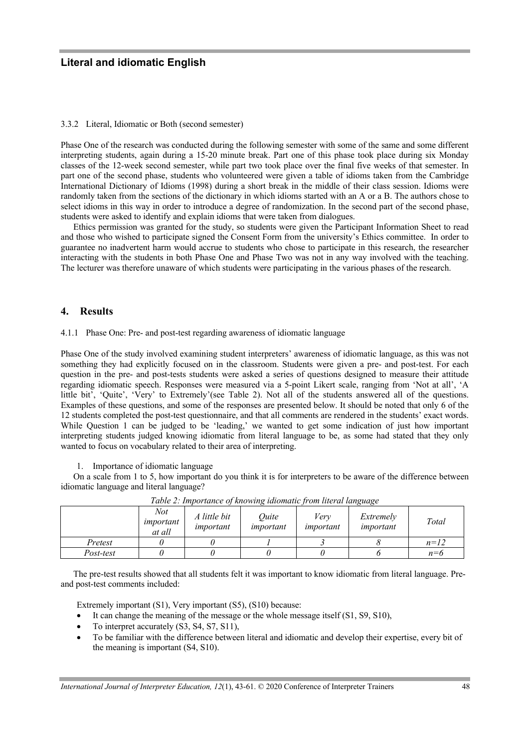#### 3.3.2 Literal, Idiomatic or Both (second semester)

Phase One of the research was conducted during the following semester with some of the same and some different interpreting students, again during a 15-20 minute break. Part one of this phase took place during six Monday classes of the 12-week second semester, while part two took place over the final five weeks of that semester. In part one of the second phase, students who volunteered were given a table of idioms taken from the Cambridge International Dictionary of Idioms (1998) during a short break in the middle of their class session. Idioms were randomly taken from the sections of the dictionary in which idioms started with an A or a B. The authors chose to select idioms in this way in order to introduce a degree of randomization. In the second part of the second phase, students were asked to identify and explain idioms that were taken from dialogues.

Ethics permission was granted for the study, so students were given the Participant Information Sheet to read and those who wished to participate signed the Consent Form from the university's Ethics committee. In order to guarantee no inadvertent harm would accrue to students who chose to participate in this research, the researcher interacting with the students in both Phase One and Phase Two was not in any way involved with the teaching. The lecturer was therefore unaware of which students were participating in the various phases of the research.

## 4. Results

#### 4.1.1 Phase One: Pre- and post-test regarding awareness of idiomatic language

Phase One of the study involved examining student interpreters' awareness of idiomatic language, as this was not something they had explicitly focused on in the classroom. Students were given a pre- and post-test. For each question in the pre- and post-tests students were asked a series of questions designed to measure their attitude regarding idiomatic speech. Responses were measured via a 5-point Likert scale, ranging from 'Not at all', 'A little bit', 'Quite', 'Very' to Extremely'(see Table 2). Not all of the students answered all of the questions. Examples of these questions, and some of the responses are presented below. It should be noted that only 6 of the 12 students completed the post-test questionnaire, and that all comments are rendered in the students' exact words. While Question 1 can be judged to be 'leading,' we wanted to get some indication of just how important interpreting students judged knowing idiomatic from literal language to be, as some had stated that they only wanted to focus on vocabulary related to their area of interpreting.

1. Importance of idiomatic language

On a scale from 1 to 5, how important do you think it is for interpreters to be aware of the difference between idiomatic language and literal language?

*Table 2: Importance of knowing idiomatic from literal language*

| | *Not important at all* | *A little bit important* | *Quite important* | *Very important* | *Extremely important* | *Total* |
|---|---|---|---|---|---|---|
| *Pretest* | *0* | *0* | *1* | *3* | *8* | *n=12* |
| *Post-test* | *0* | *0* | *0* | *0* | *6* | *n=6* |

The pre-test results showed that all students felt it was important to know idiomatic from literal language. Pre- and post-test comments included:

Extremely important (S1), Very important (S5), (S10) because:

- It can change the meaning of the message or the whole message itself (S1, S9, S10),
- To interpret accurately (S3, S4, S7, S11),
- To be familiar with the difference between literal and idiomatic and develop their expertise, every bit of the meaning is important (S4, S10).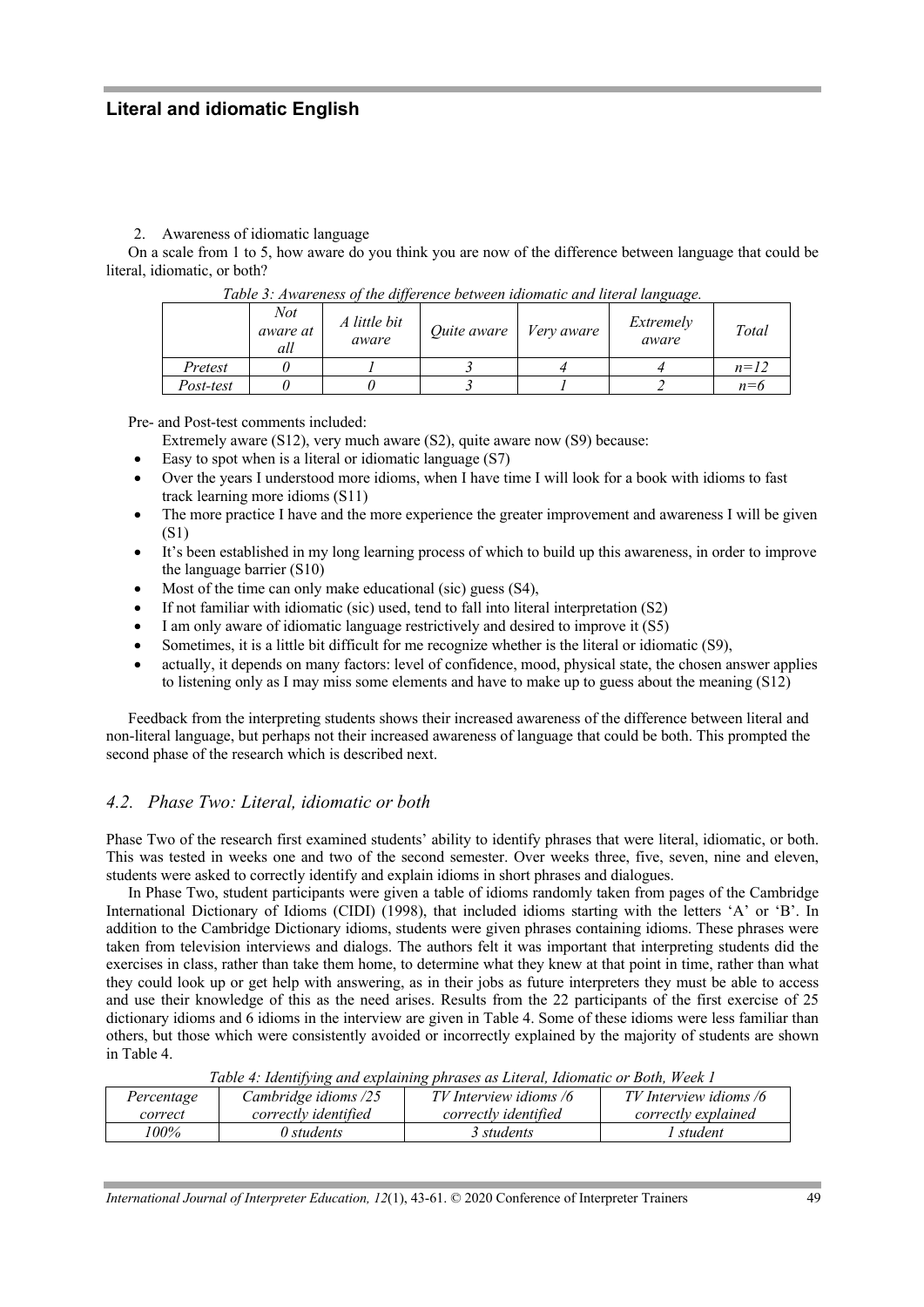2. Awareness of idiomatic language

On a scale from 1 to 5, how aware do you think you are now of the difference between language that could be literal, idiomatic, or both?

*Table 3: Awareness of the difference between idiomatic and literal language.*

| | *Not aware at all* | *A little bit aware* | *Quite aware* | *Very aware* | *Extremely aware* | *Total* |
|---|---|---|---|---|---|---|
| *Pretest* | *0* | *1* | *3* | *4* | *4* | *n=12* |
| *Post-test* | *0* | *0* | *3* | *1* | *2* | *n=6* |

Pre- and Post-test comments included:

Extremely aware (S12), very much aware (S2), quite aware now (S9) because:

- Easy to spot when is a literal or idiomatic language (S7)
- Over the years I understood more idioms, when I have time I will look for a book with idioms to fast track learning more idioms (S11)
- The more practice I have and the more experience the greater improvement and awareness I will be given (S1)
- It's been established in my long learning process of which to build up this awareness, in order to improve the language barrier (S10)
- Most of the time can only make educational (sic) guess (S4),
- If not familiar with idiomatic (sic) used, tend to fall into literal interpretation (S2)
- I am only aware of idiomatic language restrictively and desired to improve it (S5)
- Sometimes, it is a little bit difficult for me recognize whether is the literal or idiomatic (S9),
- actually, it depends on many factors: level of confidence, mood, physical state, the chosen answer applies to listening only as I may miss some elements and have to make up to guess about the meaning (S12)

Feedback from the interpreting students shows their increased awareness of the difference between literal and non-literal language, but perhaps not their increased awareness of language that could be both. This prompted the second phase of the research which is described next.

### *4.2. Phase Two: Literal, idiomatic or both*

Phase Two of the research first examined students' ability to identify phrases that were literal, idiomatic, or both. This was tested in weeks one and two of the second semester. Over weeks three, five, seven, nine and eleven, students were asked to correctly identify and explain idioms in short phrases and dialogues.

In Phase Two, student participants were given a table of idioms randomly taken from pages of the Cambridge International Dictionary of Idioms (CIDI) (1998), that included idioms starting with the letters 'A' or 'B'. In addition to the Cambridge Dictionary idioms, students were given phrases containing idioms. These phrases were taken from television interviews and dialogs. The authors felt it was important that interpreting students did the exercises in class, rather than take them home, to determine what they knew at that point in time, rather than what they could look up or get help with answering, as in their jobs as future interpreters they must be able to access and use their knowledge of this as the need arises. Results from the 22 participants of the first exercise of 25 dictionary idioms and 6 idioms in the interview are given in Table 4. Some of these idioms were less familiar than others, but those which were consistently avoided or incorrectly explained by the majority of students are shown in Table 4.

*Table 4: Identifying and explaining phrases as Literal, Idiomatic or Both, Week 1*

| *Percentage correct* | *Cambridge idioms /25 correctly identified* | *TV Interview idioms /6 correctly identified* | *TV Interview idioms /6 correctly explained* |
|---|---|---|---|
| *100%* | *0 students* | *3 students* | *1 student* |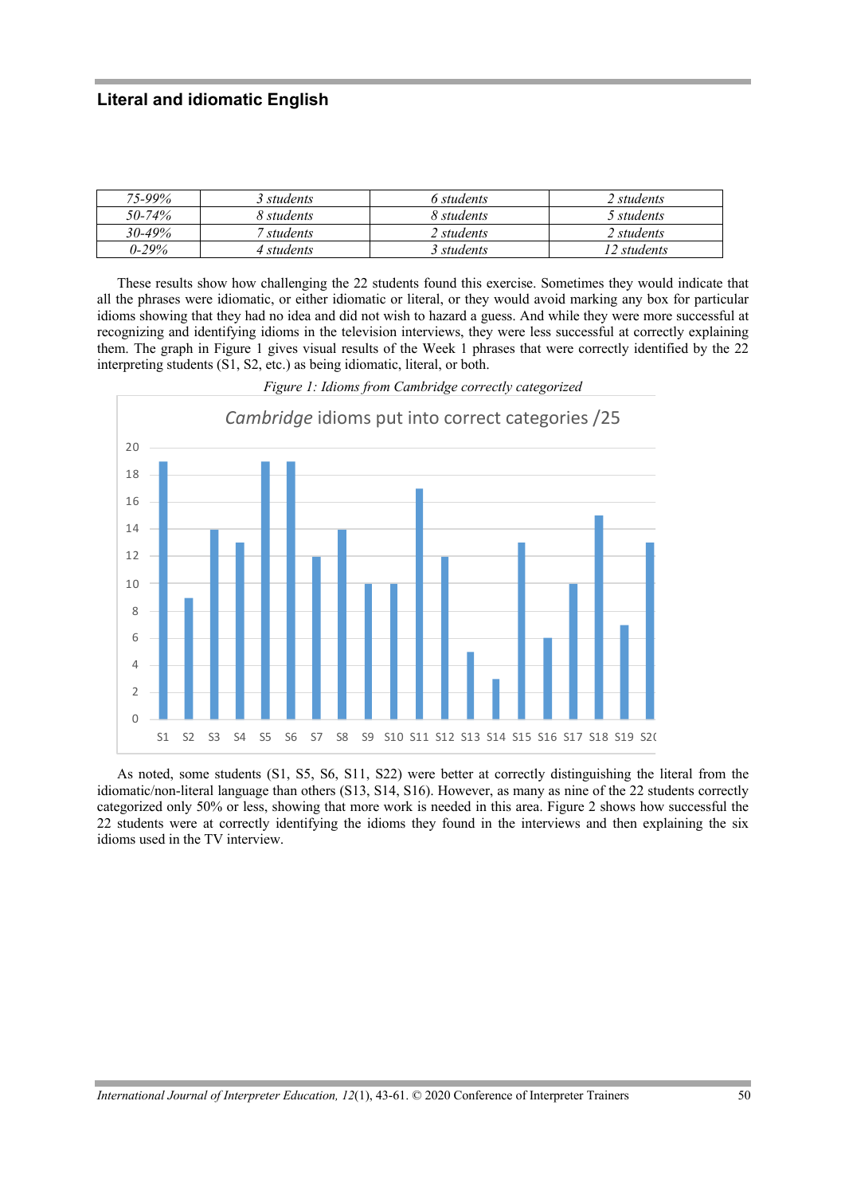| 75-99% | 3 students | 6 students | 2 students |
|---|---|---|---|
| 50-74% | 8 students | 8 students | 5 students |
| 30-49% | 7 students | 2 students | 2 students |
| 0-29% | 4 students | 3 students | 12 students |

These results show how challenging the 22 students found this exercise. Sometimes they would indicate that all the phrases were idiomatic, or either idiomatic or literal, or they would avoid marking any box for particular idioms showing that they had no idea and did not wish to hazard a guess. And while they were more successful at recognizing and identifying idioms in the television interviews, they were less successful at correctly explaining them. The graph in Figure 1 gives visual results of the Week 1 phrases that were correctly identified by the 22 interpreting students (S1, S2, etc.) as being idiomatic, literal, or both.

*Figure 1: Idioms from Cambridge correctly categorized*

*Cambridge* idioms put into correct categories /25

| Student | Score |
|---|---|
| S1 | 19 |
| S2 | 9 |
| S3 | 14 |
| S4 | 13 |
| S5 | 19 |
| S6 | 19 |
| S7 | 12 |
| S8 | 14 |
| S9 | 10 |
| S10 | 10 |
| S11 | 17 |
| S12 | 12 |
| S13 | 5 |
| S14 | 3 |
| S15 | 13 |
| S16 | 6 |
| S17 | 10 |
| S18 | 15 |
| S19 | 7 |
| S2( | 13 |

As noted, some students (S1, S5, S6, S11, S22) were better at correctly distinguishing the literal from the idiomatic/non-literal language than others (S13, S14, S16). However, as many as nine of the 22 students correctly categorized only 50% or less, showing that more work is needed in this area. Figure 2 shows how successful the 22 students were at correctly identifying the idioms they found in the interviews and then explaining the six idioms used in the TV interview.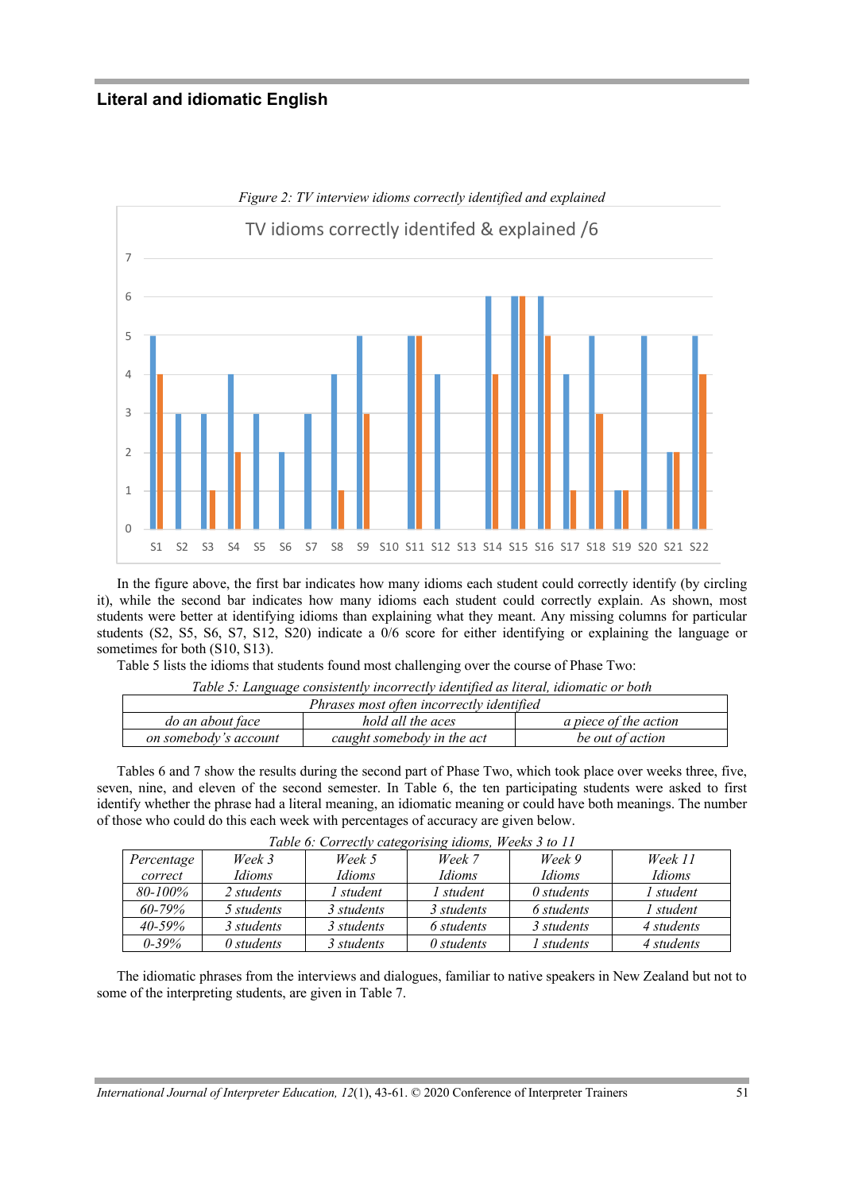## Literal and idiomatic English

*Figure 2: TV interview idioms correctly identified and explained*

In the figure above, the first bar indicates how many idioms each student could correctly identify (by circling it), while the second bar indicates how many idioms each student could correctly explain. As shown, most students were better at identifying idioms than explaining what they meant. Any missing columns for particular students (S2, S5, S6, S7, S12, S20) indicate a 0/6 score for either identifying or explaining the language or sometimes for both (S10, S13).

Table 5 lists the idioms that students found most challenging over the course of Phase Two:

*Table 5: Language consistently incorrectly identified as literal, idiomatic or both*

| *Phrases most often incorrectly identified* | | |
|---|---|---|
| *do an about face* | *hold all the aces* | *a piece of the action* |
| *on somebody's account* | *caught somebody in the act* | *be out of action* |

Tables 6 and 7 show the results during the second part of Phase Two, which took place over weeks three, five, seven, nine, and eleven of the second semester. In Table 6, the ten participating students were asked to first identify whether the phrase had a literal meaning, an idiomatic meaning or could have both meanings. The number of those who could do this each week with percentages of accuracy are given below.

*Table 6: Correctly categorising idioms, Weeks 3 to 11*

| *Percentage correct* | *Week 3 Idioms* | *Week 5 Idioms* | *Week 7 Idioms* | *Week 9 Idioms* | *Week 11 Idioms* |
|---|---|---|---|---|---|
| *80-100%* | *2 students* | *1 student* | *1 student* | *0 students* | *1 student* |
| *60-79%* | *5 students* | *3 students* | *3 students* | *6 students* | *1 student* |
| *40-59%* | *3 students* | *3 students* | *6 students* | *3 students* | *4 students* |
| *0-39%* | *0 students* | *3 students* | *0 students* | *1 students* | *4 students* |

The idiomatic phrases from the interviews and dialogues, familiar to native speakers in New Zealand but not to some of the interpreting students, are given in Table 7.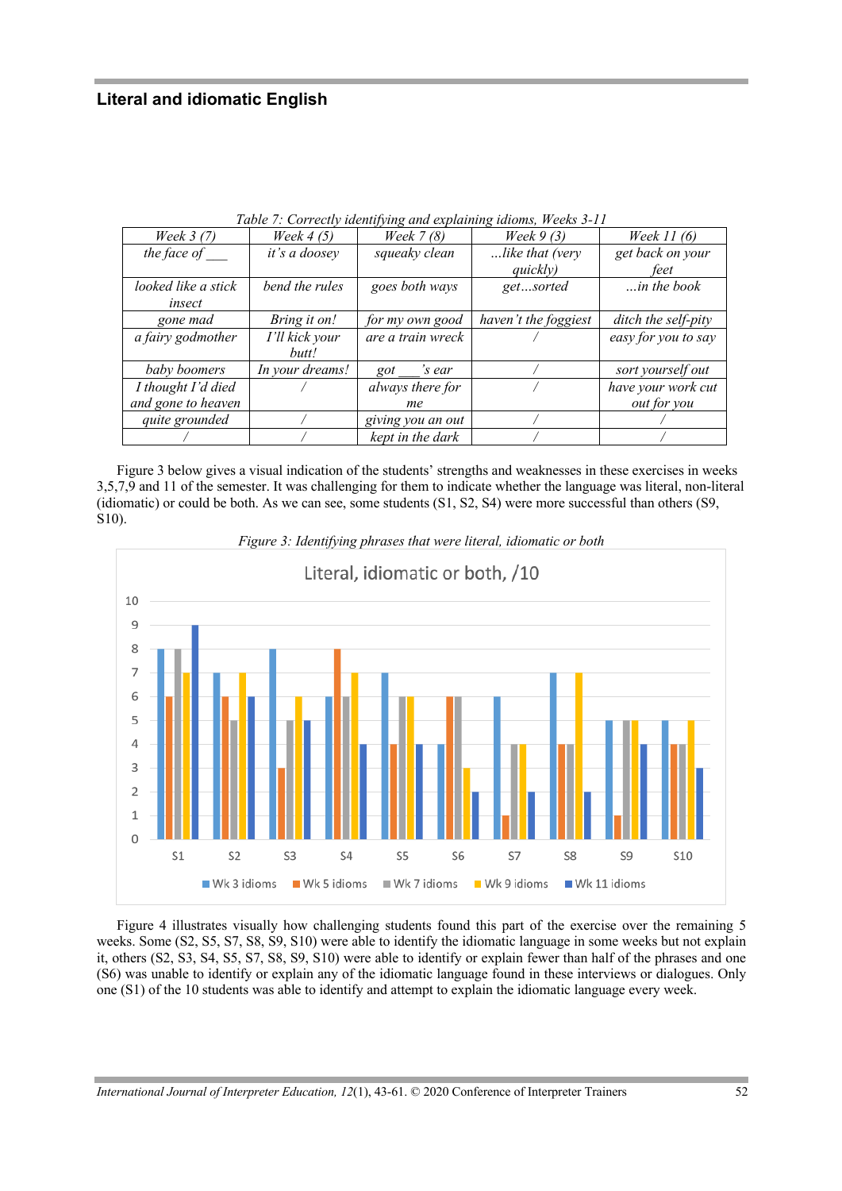## Literal and idiomatic English

Table 7: Correctly identifying and explaining idioms, Weeks 3-11

| Week 3 (7) | Week 4 (5) | Week 7 (8) | Week 9 (3) | Week 11 (6) |
|---|---|---|---|---|
| the face of ___ | it's a doosey | squeaky clean | ...like that (very quickly) | get back on your feet |
| looked like a stick insect | bend the rules | goes both ways | get...sorted | ...in the book |
| gone mad | Bring it on! | for my own good | haven't the foggiest | ditch the self-pity |
| a fairy godmother | I'll kick your butt! | are a train wreck | / | easy for you to say |
| baby boomers | In your dreams! | got ___'s ear | / | sort yourself out |
| I thought I'd died and gone to heaven | / | always there for me | / | have your work cut out for you |
| quite grounded | / | giving you an out | / | / |
| / | / | kept in the dark | / | / |

Figure 3 below gives a visual indication of the students' strengths and weaknesses in these exercises in weeks 3,5,7,9 and 11 of the semester. It was challenging for them to indicate whether the language was literal, non-literal (idiomatic) or could be both. As we can see, some students (S1, S2, S4) were more successful than others (S9, S10).

Figure 3: Identifying phrases that were literal, idiomatic or both

Literal, idiomatic or both, /10

| | Wk 3 idioms | Wk 5 idioms | Wk 7 idioms | Wk 9 idioms | Wk 11 idioms |
|---|---|---|---|---|---|
| S1 | 8 | 6 | 8 | 7 | 9 |
| S2 | 7 | 6 | 5 | 7 | 6 |
| S3 | 8 | 3 | 5 | 6 | 5 |
| S4 | 6 | 8 | 6 | 7 | 4 |
| S5 | 7 | 4 | 6 | 6 | 4 |
| S6 | 4 | 6 | 6 | 3 | 2 |
| S7 | 6 | 1 | 4 | 4 | 2 |
| S8 | 7 | 4 | 4 | 7 | 2 |
| S9 | 5 | 1 | 5 | 5 | 4 |
| S10 | 5 | 4 | 4 | 5 | 3 |

Figure 4 illustrates visually how challenging students found this part of the exercise over the remaining 5 weeks. Some (S2, S5, S7, S8, S9, S10) were able to identify the idiomatic language in some weeks but not explain it, others (S2, S3, S4, S5, S7, S8, S9, S10) were able to identify or explain fewer than half of the phrases and one (S6) was unable to identify or explain any of the idiomatic language found in these interviews or dialogues. Only one (S1) of the 10 students was able to identify and attempt to explain the idiomatic language every week.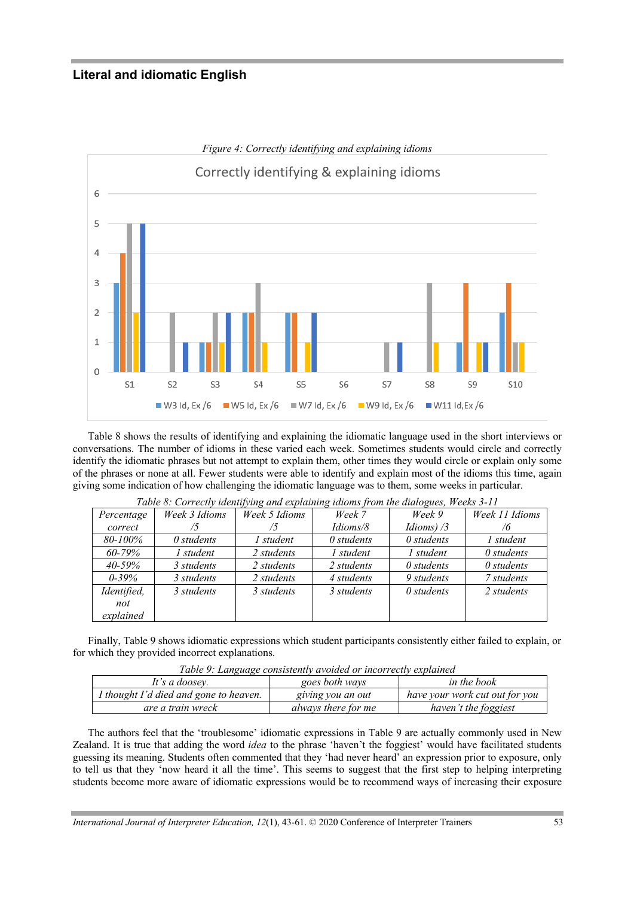## Literal and idiomatic English

*Figure 4: Correctly identifying and explaining idioms*

Table 8 shows the results of identifying and explaining the idiomatic language used in the short interviews or conversations. The number of idioms in these varied each week. Sometimes students would circle and correctly identify the idiomatic phrases but not attempt to explain them, other times they would circle or explain only some of the phrases or none at all. Fewer students were able to identify and explain most of the idioms this time, again giving some indication of how challenging the idiomatic language was to them, some weeks in particular.

*Table 8: Correctly identifying and explaining idioms from the dialogues, Weeks 3-11*

| *Percentage correct* | *Week 3 Idioms /5* | *Week 5 Idioms /5* | *Week 7 Idioms/8* | *Week 9 Idioms) /3* | *Week 11 Idioms /6* |
|---|---|---|---|---|---|
| *80-100%* | *0 students* | *1 student* | *0 students* | *0 students* | *1 student* |
| *60-79%* | *1 student* | *2 students* | *1 student* | *1 student* | *0 students* |
| *40-59%* | *3 students* | *2 students* | *2 students* | *0 students* | *0 students* |
| *0-39%* | *3 students* | *2 students* | *4 students* | *9 students* | *7 students* |
| *Identified, not explained* | *3 students* | *3 students* | *3 students* | *0 students* | *2 students* |

Finally, Table 9 shows idiomatic expressions which student participants consistently either failed to explain, or for which they provided incorrect explanations.

*Table 9: Language consistently avoided or incorrectly explained*

| | | |
|---|---|---|
| *It's a doosey.* | *goes both ways* | *in the book* |
| *I thought I'd died and gone to heaven.* | *giving you an out* | *have your work cut out for you* |
| *are a train wreck* | *always there for me* | *haven't the foggiest* |

The authors feel that the 'troublesome' idiomatic expressions in Table 9 are actually commonly used in New Zealand. It is true that adding the word *idea* to the phrase 'haven't the foggiest' would have facilitated students guessing its meaning. Students often commented that they 'had never heard' an expression prior to exposure, only to tell us that they 'now heard it all the time'. This seems to suggest that the first step to helping interpreting students become more aware of idiomatic expressions would be to recommend ways of increasing their exposure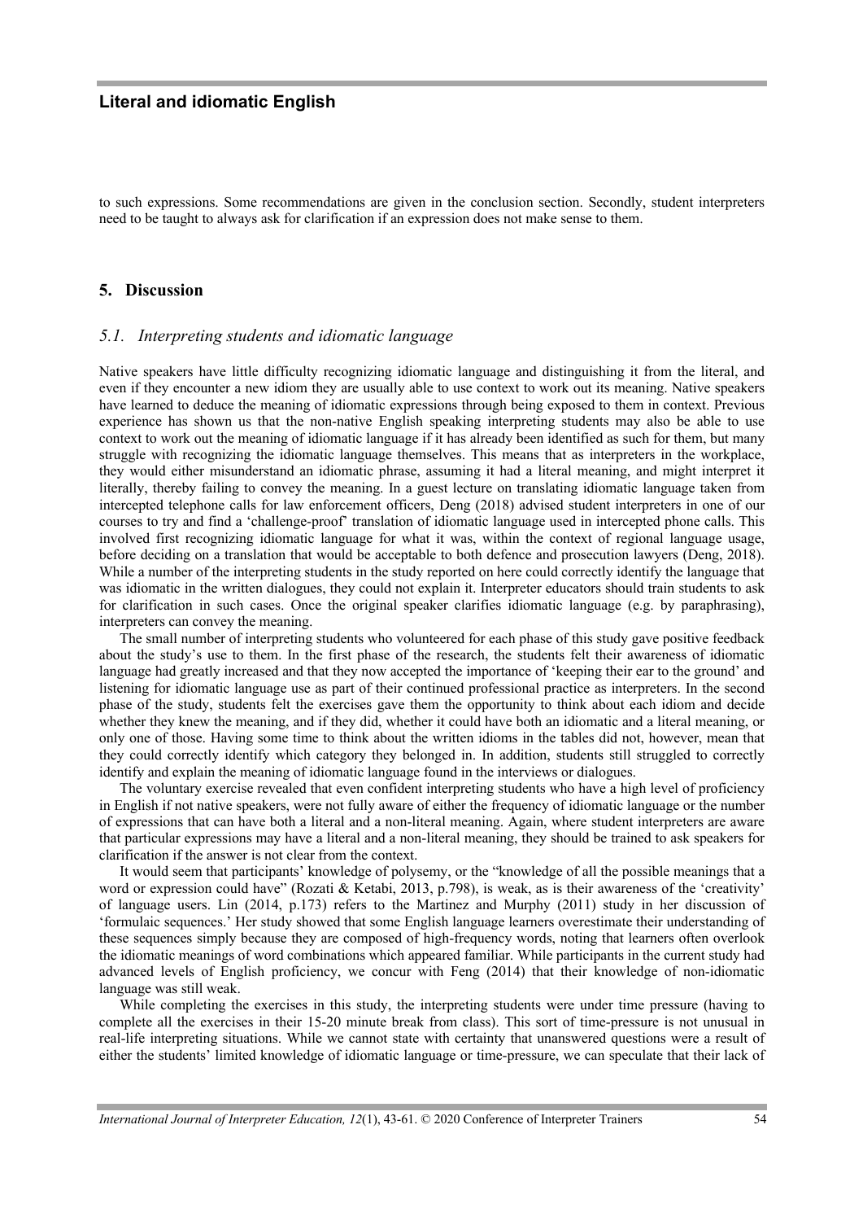to such expressions. Some recommendations are given in the conclusion section. Secondly, student interpreters need to be taught to always ask for clarification if an expression does not make sense to them.

## 5. Discussion

### *5.1. Interpreting students and idiomatic language*

Native speakers have little difficulty recognizing idiomatic language and distinguishing it from the literal, and even if they encounter a new idiom they are usually able to use context to work out its meaning. Native speakers have learned to deduce the meaning of idiomatic expressions through being exposed to them in context. Previous experience has shown us that the non-native English speaking interpreting students may also be able to use context to work out the meaning of idiomatic language if it has already been identified as such for them, but many struggle with recognizing the idiomatic language themselves. This means that as interpreters in the workplace, they would either misunderstand an idiomatic phrase, assuming it had a literal meaning, and might interpret it literally, thereby failing to convey the meaning. In a guest lecture on translating idiomatic language taken from intercepted telephone calls for law enforcement officers, Deng (2018) advised student interpreters in one of our courses to try and find a 'challenge-proof' translation of idiomatic language used in intercepted phone calls. This involved first recognizing idiomatic language for what it was, within the context of regional language usage, before deciding on a translation that would be acceptable to both defence and prosecution lawyers (Deng, 2018). While a number of the interpreting students in the study reported on here could correctly identify the language that was idiomatic in the written dialogues, they could not explain it. Interpreter educators should train students to ask for clarification in such cases. Once the original speaker clarifies idiomatic language (e.g. by paraphrasing), interpreters can convey the meaning.

The small number of interpreting students who volunteered for each phase of this study gave positive feedback about the study's use to them. In the first phase of the research, the students felt their awareness of idiomatic language had greatly increased and that they now accepted the importance of 'keeping their ear to the ground' and listening for idiomatic language use as part of their continued professional practice as interpreters. In the second phase of the study, students felt the exercises gave them the opportunity to think about each idiom and decide whether they knew the meaning, and if they did, whether it could have both an idiomatic and a literal meaning, or only one of those. Having some time to think about the written idioms in the tables did not, however, mean that they could correctly identify which category they belonged in. In addition, students still struggled to correctly identify and explain the meaning of idiomatic language found in the interviews or dialogues.

The voluntary exercise revealed that even confident interpreting students who have a high level of proficiency in English if not native speakers, were not fully aware of either the frequency of idiomatic language or the number of expressions that can have both a literal and a non-literal meaning. Again, where student interpreters are aware that particular expressions may have a literal and a non-literal meaning, they should be trained to ask speakers for clarification if the answer is not clear from the context.

It would seem that participants' knowledge of polysemy, or the "knowledge of all the possible meanings that a word or expression could have" (Rozati & Ketabi, 2013, p.798), is weak, as is their awareness of the 'creativity' of language users. Lin (2014, p.173) refers to the Martinez and Murphy (2011) study in her discussion of 'formulaic sequences.' Her study showed that some English language learners overestimate their understanding of these sequences simply because they are composed of high-frequency words, noting that learners often overlook the idiomatic meanings of word combinations which appeared familiar. While participants in the current study had advanced levels of English proficiency, we concur with Feng (2014) that their knowledge of non-idiomatic language was still weak.

While completing the exercises in this study, the interpreting students were under time pressure (having to complete all the exercises in their 15-20 minute break from class). This sort of time-pressure is not unusual in real-life interpreting situations. While we cannot state with certainty that unanswered questions were a result of either the students' limited knowledge of idiomatic language or time-pressure, we can speculate that their lack of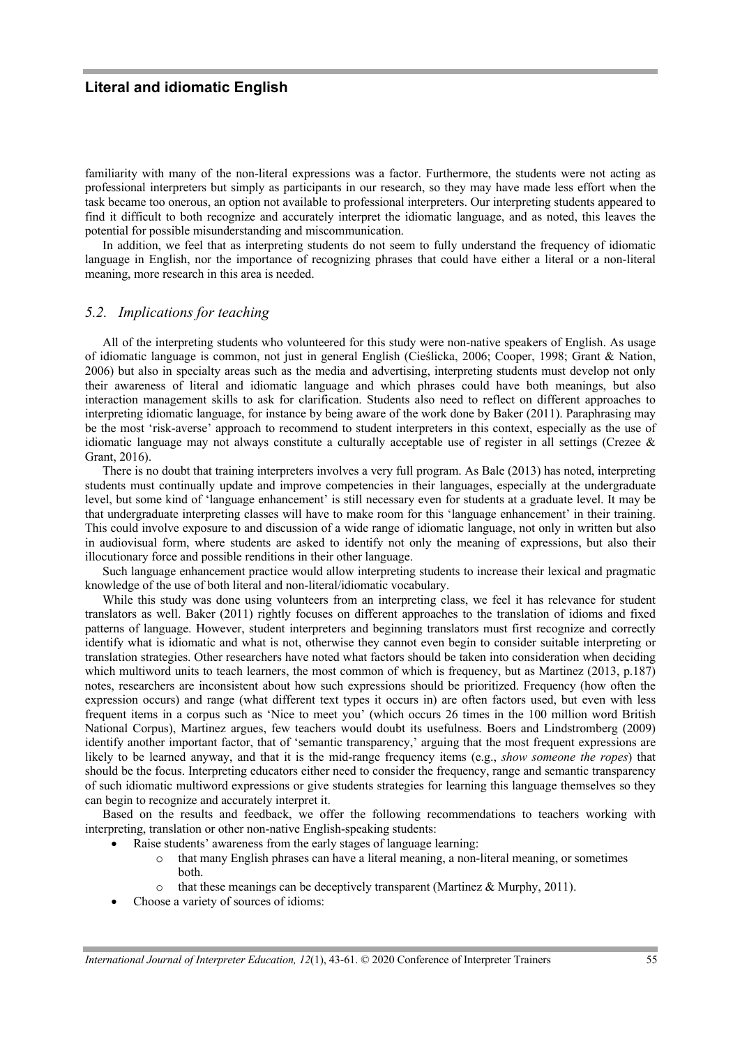familiarity with many of the non-literal expressions was a factor. Furthermore, the students were not acting as professional interpreters but simply as participants in our research, so they may have made less effort when the task became too onerous, an option not available to professional interpreters. Our interpreting students appeared to find it difficult to both recognize and accurately interpret the idiomatic language, and as noted, this leaves the potential for possible misunderstanding and miscommunication.

In addition, we feel that as interpreting students do not seem to fully understand the frequency of idiomatic language in English, nor the importance of recognizing phrases that could have either a literal or a non-literal meaning, more research in this area is needed.

### *5.2. Implications for teaching*

All of the interpreting students who volunteered for this study were non-native speakers of English. As usage of idiomatic language is common, not just in general English (Cieślicka, 2006; Cooper, 1998; Grant & Nation, 2006) but also in specialty areas such as the media and advertising, interpreting students must develop not only their awareness of literal and idiomatic language and which phrases could have both meanings, but also interaction management skills to ask for clarification. Students also need to reflect on different approaches to interpreting idiomatic language, for instance by being aware of the work done by Baker (2011). Paraphrasing may be the most 'risk-averse' approach to recommend to student interpreters in this context, especially as the use of idiomatic language may not always constitute a culturally acceptable use of register in all settings (Crezee & Grant, 2016).

There is no doubt that training interpreters involves a very full program. As Bale (2013) has noted, interpreting students must continually update and improve competencies in their languages, especially at the undergraduate level, but some kind of 'language enhancement' is still necessary even for students at a graduate level. It may be that undergraduate interpreting classes will have to make room for this 'language enhancement' in their training. This could involve exposure to and discussion of a wide range of idiomatic language, not only in written but also in audiovisual form, where students are asked to identify not only the meaning of expressions, but also their illocutionary force and possible renditions in their other language.

Such language enhancement practice would allow interpreting students to increase their lexical and pragmatic knowledge of the use of both literal and non-literal/idiomatic vocabulary.

While this study was done using volunteers from an interpreting class, we feel it has relevance for student translators as well. Baker (2011) rightly focuses on different approaches to the translation of idioms and fixed patterns of language. However, student interpreters and beginning translators must first recognize and correctly identify what is idiomatic and what is not, otherwise they cannot even begin to consider suitable interpreting or translation strategies. Other researchers have noted what factors should be taken into consideration when deciding which multiword units to teach learners, the most common of which is frequency, but as Martinez (2013, p.187) notes, researchers are inconsistent about how such expressions should be prioritized. Frequency (how often the expression occurs) and range (what different text types it occurs in) are often factors used, but even with less frequent items in a corpus such as 'Nice to meet you' (which occurs 26 times in the 100 million word British National Corpus), Martinez argues, few teachers would doubt its usefulness. Boers and Lindstromberg (2009) identify another important factor, that of 'semantic transparency,' arguing that the most frequent expressions are likely to be learned anyway, and that it is the mid-range frequency items (e.g., *show someone the ropes*) that should be the focus. Interpreting educators either need to consider the frequency, range and semantic transparency of such idiomatic multiword expressions or give students strategies for learning this language themselves so they can begin to recognize and accurately interpret it.

Based on the results and feedback, we offer the following recommendations to teachers working with interpreting, translation or other non-native English-speaking students:

- Raise students' awareness from the early stages of language learning:
  - that many English phrases can have a literal meaning, a non-literal meaning, or sometimes both.
  - that these meanings can be deceptively transparent (Martinez & Murphy, 2011).
- Choose a variety of sources of idioms: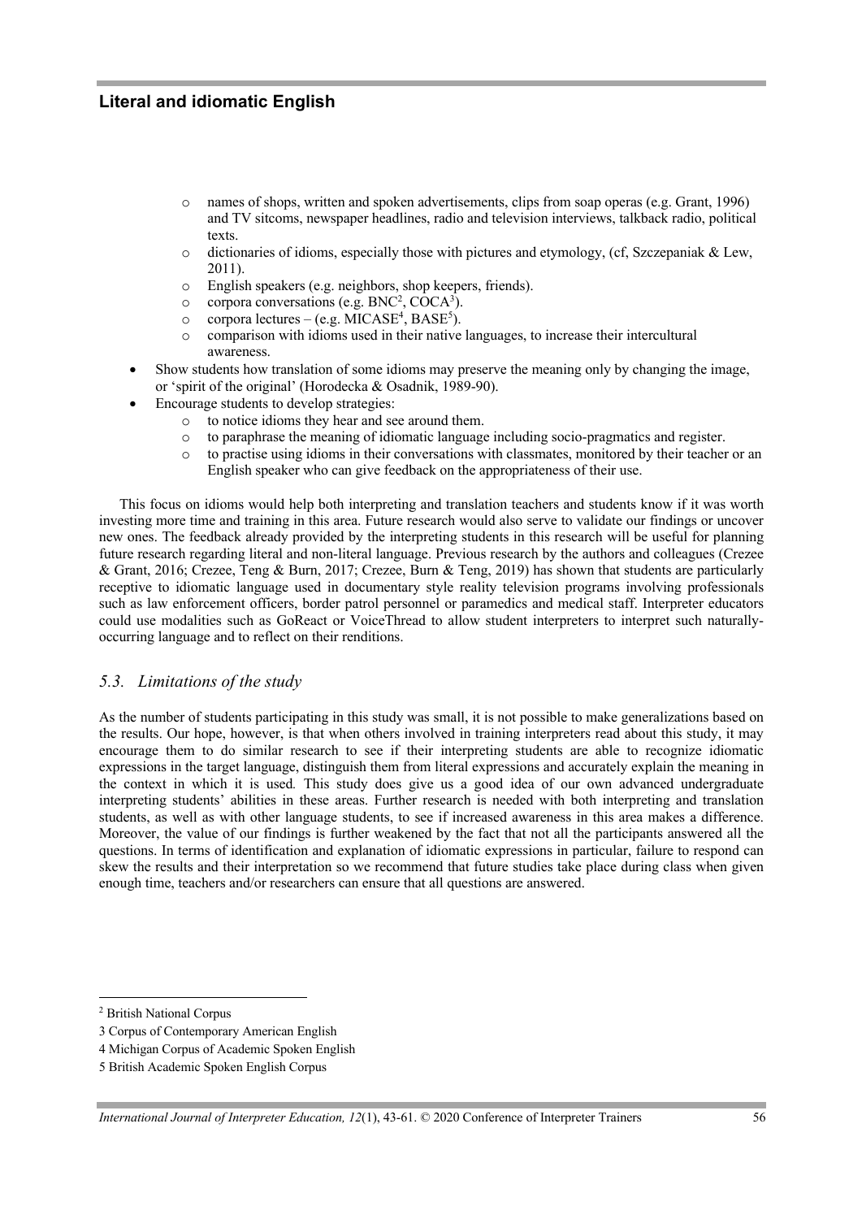- names of shops, written and spoken advertisements, clips from soap operas (e.g. Grant, 1996) and TV sitcoms, newspaper headlines, radio and television interviews, talkback radio, political texts.
    - dictionaries of idioms, especially those with pictures and etymology, (cf, Szczepaniak & Lew, 2011).
    - English speakers (e.g. neighbors, shop keepers, friends).
    - corpora conversations (e.g. BNC[2], COCA[3]).
    - corpora lectures – (e.g. MICASE[4], BASE[5]).
    - comparison with idioms used in their native languages, to increase their intercultural awareness.
- Show students how translation of some idioms may preserve the meaning only by changing the image, or 'spirit of the original' (Horodecka & Osadnik, 1989-90).
- Encourage students to develop strategies:
    - to notice idioms they hear and see around them.
    - to paraphrase the meaning of idiomatic language including socio-pragmatics and register.
    - to practise using idioms in their conversations with classmates, monitored by their teacher or an English speaker who can give feedback on the appropriateness of their use.

This focus on idioms would help both interpreting and translation teachers and students know if it was worth investing more time and training in this area. Future research would also serve to validate our findings or uncover new ones. The feedback already provided by the interpreting students in this research will be useful for planning future research regarding literal and non-literal language. Previous research by the authors and colleagues (Crezee & Grant, 2016; Crezee, Teng & Burn, 2017; Crezee, Burn & Teng, 2019) has shown that students are particularly receptive to idiomatic language used in documentary style reality television programs involving professionals such as law enforcement officers, border patrol personnel or paramedics and medical staff. Interpreter educators could use modalities such as GoReact or VoiceThread to allow student interpreters to interpret such naturally-occurring language and to reflect on their renditions.

### *5.3. Limitations of the study*

As the number of students participating in this study was small, it is not possible to make generalizations based on the results. Our hope, however, is that when others involved in training interpreters read about this study, it may encourage them to do similar research to see if their interpreting students are able to recognize idiomatic expressions in the target language, distinguish them from literal expressions and accurately explain the meaning in the context in which it is used*.* This study does give us a good idea of our own advanced undergraduate interpreting students' abilities in these areas. Further research is needed with both interpreting and translation students, as well as with other language students, to see if increased awareness in this area makes a difference. Moreover, the value of our findings is further weakened by the fact that not all the participants answered all the questions. In terms of identification and explanation of idiomatic expressions in particular, failure to respond can skew the results and their interpretation so we recommend that future studies take place during class when given enough time, teachers and/or researchers can ensure that all questions are answered.

---

[2] British National Corpus

3 Corpus of Contemporary American English

4 Michigan Corpus of Academic Spoken English

5 British Academic Spoken English Corpus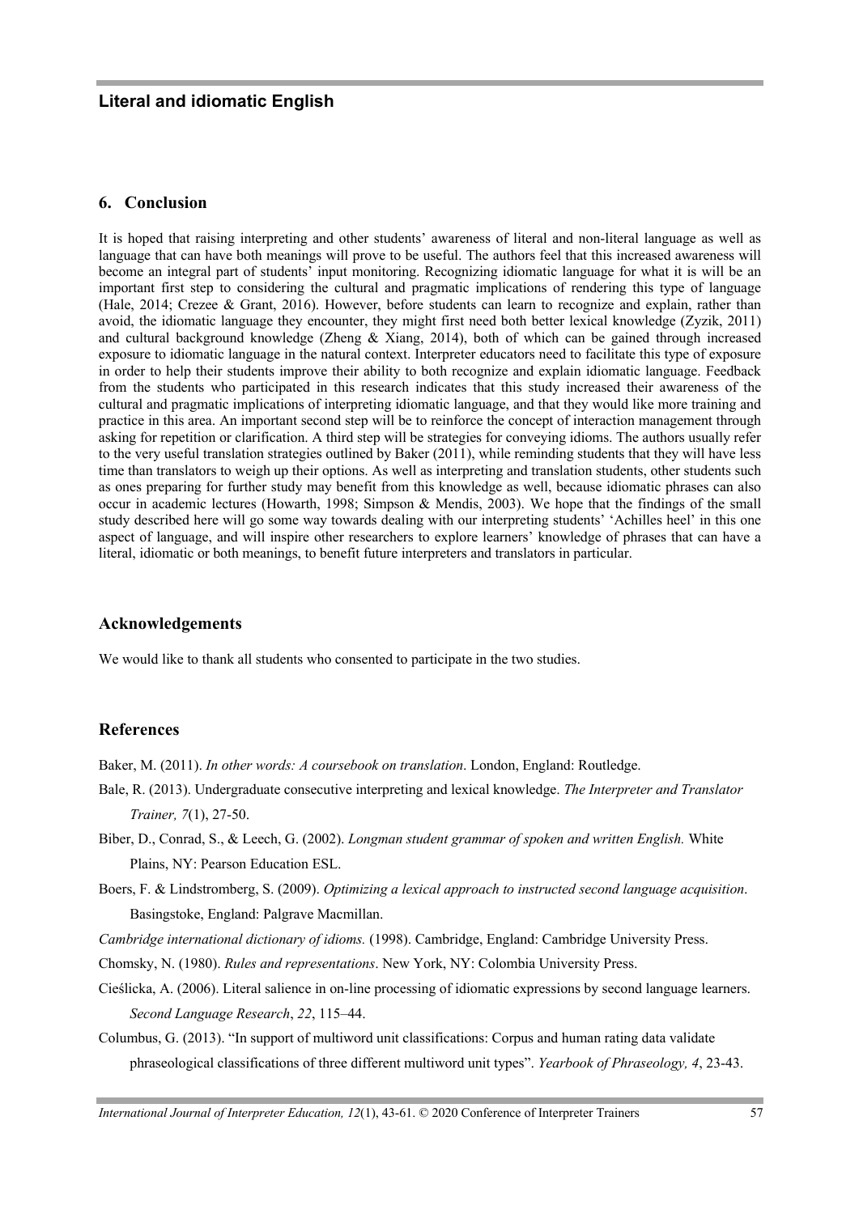## 6. Conclusion

It is hoped that raising interpreting and other students' awareness of literal and non-literal language as well as language that can have both meanings will prove to be useful. The authors feel that this increased awareness will become an integral part of students' input monitoring. Recognizing idiomatic language for what it is will be an important first step to considering the cultural and pragmatic implications of rendering this type of language (Hale, 2014; Crezee & Grant, 2016). However, before students can learn to recognize and explain, rather than avoid, the idiomatic language they encounter, they might first need both better lexical knowledge (Zyzik, 2011) and cultural background knowledge (Zheng & Xiang, 2014), both of which can be gained through increased exposure to idiomatic language in the natural context. Interpreter educators need to facilitate this type of exposure in order to help their students improve their ability to both recognize and explain idiomatic language. Feedback from the students who participated in this research indicates that this study increased their awareness of the cultural and pragmatic implications of interpreting idiomatic language, and that they would like more training and practice in this area. An important second step will be to reinforce the concept of interaction management through asking for repetition or clarification. A third step will be strategies for conveying idioms. The authors usually refer to the very useful translation strategies outlined by Baker (2011), while reminding students that they will have less time than translators to weigh up their options. As well as interpreting and translation students, other students such as ones preparing for further study may benefit from this knowledge as well, because idiomatic phrases can also occur in academic lectures (Howarth, 1998; Simpson & Mendis, 2003). We hope that the findings of the small study described here will go some way towards dealing with our interpreting students' 'Achilles heel' in this one aspect of language, and will inspire other researchers to explore learners' knowledge of phrases that can have a literal, idiomatic or both meanings, to benefit future interpreters and translators in particular.

## Acknowledgements

We would like to thank all students who consented to participate in the two studies.

## References

Baker, M. (2011). *In other words: A coursebook on translation*. London, England: Routledge.

Bale, R. (2013). Undergraduate consecutive interpreting and lexical knowledge. *The Interpreter and Translator Trainer, 7*(1), 27-50.

Biber, D., Conrad, S., & Leech, G. (2002). *Longman student grammar of spoken and written English.* White Plains, NY: Pearson Education ESL.

Boers, F. & Lindstromberg, S. (2009). *Optimizing a lexical approach to instructed second language acquisition*. Basingstoke, England: Palgrave Macmillan.

*Cambridge international dictionary of idioms.* (1998). Cambridge, England: Cambridge University Press.

Chomsky, N. (1980). *Rules and representations*. New York, NY: Colombia University Press.

Cieślicka, A. (2006). Literal salience in on-line processing of idiomatic expressions by second language learners. *Second Language Research*, *22*, 115–44.

Columbus, G. (2013). "In support of multiword unit classifications: Corpus and human rating data validate phraseological classifications of three different multiword unit types". *Yearbook of Phraseology, 4*, 23-43.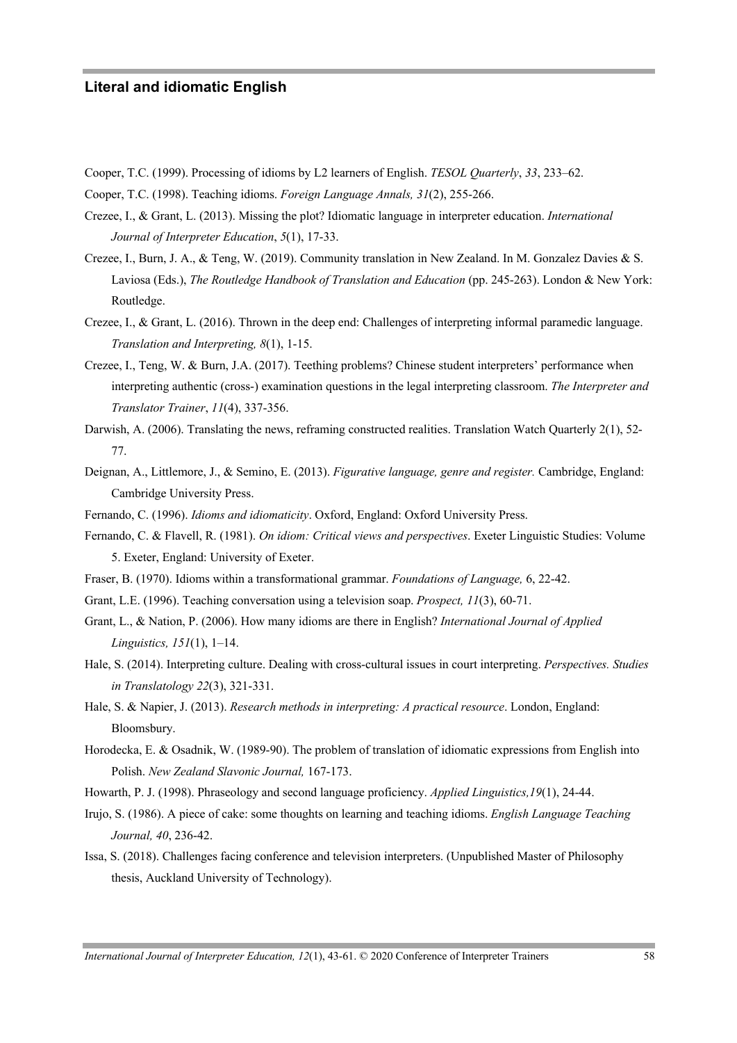Cooper, T.C. (1999). Processing of idioms by L2 learners of English. *TESOL Quarterly*, *33*, 233–62.

Cooper, T.C. (1998). Teaching idioms. *Foreign Language Annals, 31*(2), 255-266.

Crezee, I., & Grant, L. (2013). Missing the plot? Idiomatic language in interpreter education. *International Journal of Interpreter Education*, *5*(1), 17-33.

Crezee, I., Burn, J. A., & Teng, W. (2019). Community translation in New Zealand. In M. Gonzalez Davies & S. Laviosa (Eds.), *The Routledge Handbook of Translation and Education* (pp. 245-263). London & New York: Routledge.

Crezee, I., & Grant, L. (2016). Thrown in the deep end: Challenges of interpreting informal paramedic language. *Translation and Interpreting, 8*(1), 1-15.

Crezee, I., Teng, W. & Burn, J.A. (2017). Teething problems? Chinese student interpreters' performance when interpreting authentic (cross-) examination questions in the legal interpreting classroom. *The Interpreter and Translator Trainer*, *11*(4), 337-356.

Darwish, A. (2006). Translating the news, reframing constructed realities. Translation Watch Quarterly 2(1), 52-77.

Deignan, A., Littlemore, J., & Semino, E. (2013). *Figurative language, genre and register.* Cambridge, England: Cambridge University Press.

Fernando, C. (1996). *Idioms and idiomaticity*. Oxford, England: Oxford University Press.

Fernando, C. & Flavell, R. (1981). *On idiom: Critical views and perspectives*. Exeter Linguistic Studies: Volume 5. Exeter, England: University of Exeter.

Fraser, B. (1970). Idioms within a transformational grammar. *Foundations of Language,* 6, 22-42.

Grant, L.E. (1996). Teaching conversation using a television soap. *Prospect, 11*(3), 60-71.

Grant, L., & Nation, P. (2006). How many idioms are there in English? *International Journal of Applied Linguistics, 151*(1), 1–14.

Hale, S. (2014). Interpreting culture. Dealing with cross-cultural issues in court interpreting. *Perspectives. Studies in Translatology 22*(3), 321-331.

Hale, S. & Napier, J. (2013). *Research methods in interpreting: A practical resource*. London, England: Bloomsbury.

Horodecka, E. & Osadnik, W. (1989-90). The problem of translation of idiomatic expressions from English into Polish. *New Zealand Slavonic Journal,* 167-173.

Howarth, P. J. (1998). Phraseology and second language proficiency. *Applied Linguistics,19*(1), 24-44.

Irujo, S. (1986). A piece of cake: some thoughts on learning and teaching idioms. *English Language Teaching Journal, 40*, 236-42.

Issa, S. (2018). Challenges facing conference and television interpreters. (Unpublished Master of Philosophy thesis, Auckland University of Technology).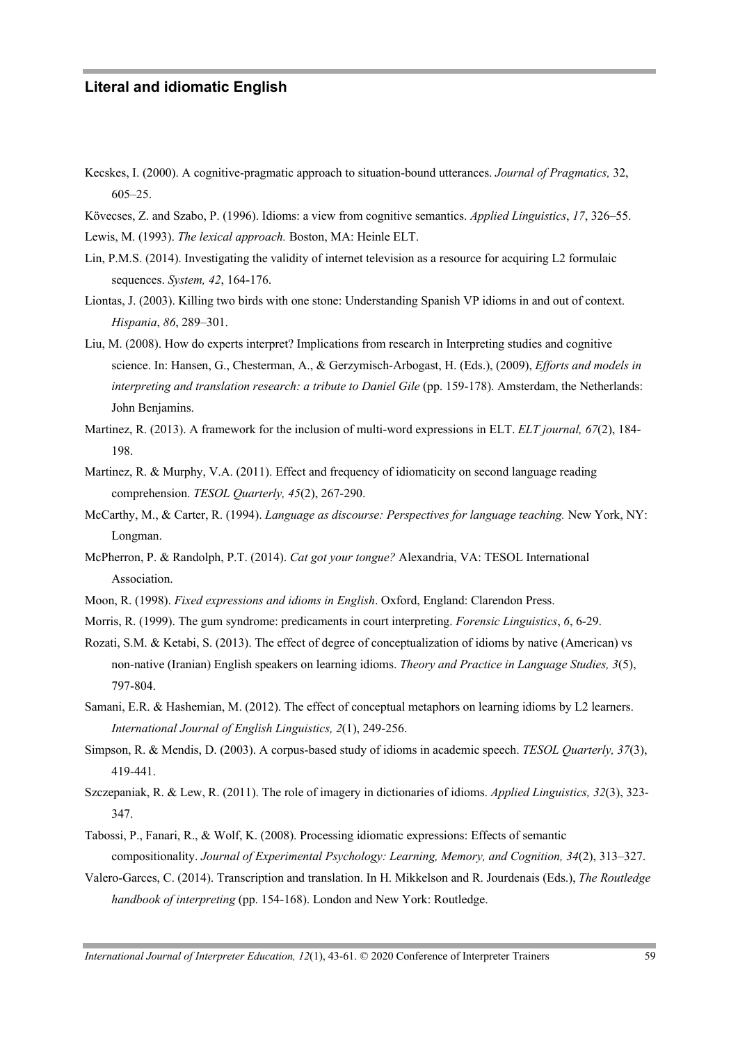Kecskes, I. (2000). A cognitive-pragmatic approach to situation-bound utterances. *Journal of Pragmatics,* 32, 605–25.

Kövecses, Z. and Szabo, P. (1996). Idioms: a view from cognitive semantics. *Applied Linguistics*, *17*, 326–55.

Lewis, M. (1993). *The lexical approach.* Boston, MA: Heinle ELT.

Lin, P.M.S. (2014). Investigating the validity of internet television as a resource for acquiring L2 formulaic sequences. *System, 42*, 164-176.

Liontas, J. (2003). Killing two birds with one stone: Understanding Spanish VP idioms in and out of context. *Hispania*, *86*, 289–301.

Liu, M. (2008). How do experts interpret? Implications from research in Interpreting studies and cognitive science. In: Hansen, G., Chesterman, A., & Gerzymisch-Arbogast, H. (Eds.), (2009), *Efforts and models in interpreting and translation research: a tribute to Daniel Gile* (pp. 159-178). Amsterdam, the Netherlands: John Benjamins.

Martinez, R. (2013). A framework for the inclusion of multi-word expressions in ELT. *ELT journal, 67*(2), 184-198.

Martinez, R. & Murphy, V.A. (2011). Effect and frequency of idiomaticity on second language reading comprehension. *TESOL Quarterly, 45*(2), 267-290.

McCarthy, M., & Carter, R. (1994). *Language as discourse: Perspectives for language teaching.* New York, NY: Longman.

McPherron, P. & Randolph, P.T. (2014). *Cat got your tongue?* Alexandria, VA: TESOL International Association.

Moon, R. (1998). *Fixed expressions and idioms in English*. Oxford, England: Clarendon Press.

Morris, R. (1999). The gum syndrome: predicaments in court interpreting. *Forensic Linguistics*, *6*, 6-29.

Rozati, S.M. & Ketabi, S. (2013). The effect of degree of conceptualization of idioms by native (American) vs non-native (Iranian) English speakers on learning idioms. *Theory and Practice in Language Studies, 3*(5), 797-804.

Samani, E.R. & Hashemian, M. (2012). The effect of conceptual metaphors on learning idioms by L2 learners. *International Journal of English Linguistics, 2*(1), 249-256.

Simpson, R. & Mendis, D. (2003). A corpus-based study of idioms in academic speech. *TESOL Quarterly, 37*(3), 419-441.

Szczepaniak, R. & Lew, R. (2011). The role of imagery in dictionaries of idioms. *Applied Linguistics, 32*(3), 323-347.

Tabossi, P., Fanari, R., & Wolf, K. (2008). Processing idiomatic expressions: Effects of semantic compositionality. *Journal of Experimental Psychology: Learning, Memory, and Cognition, 34*(2), 313–327.

Valero-Garces, C. (2014). Transcription and translation. In H. Mikkelson and R. Jourdenais (Eds.), *The Routledge handbook of interpreting* (pp. 154-168). London and New York: Routledge.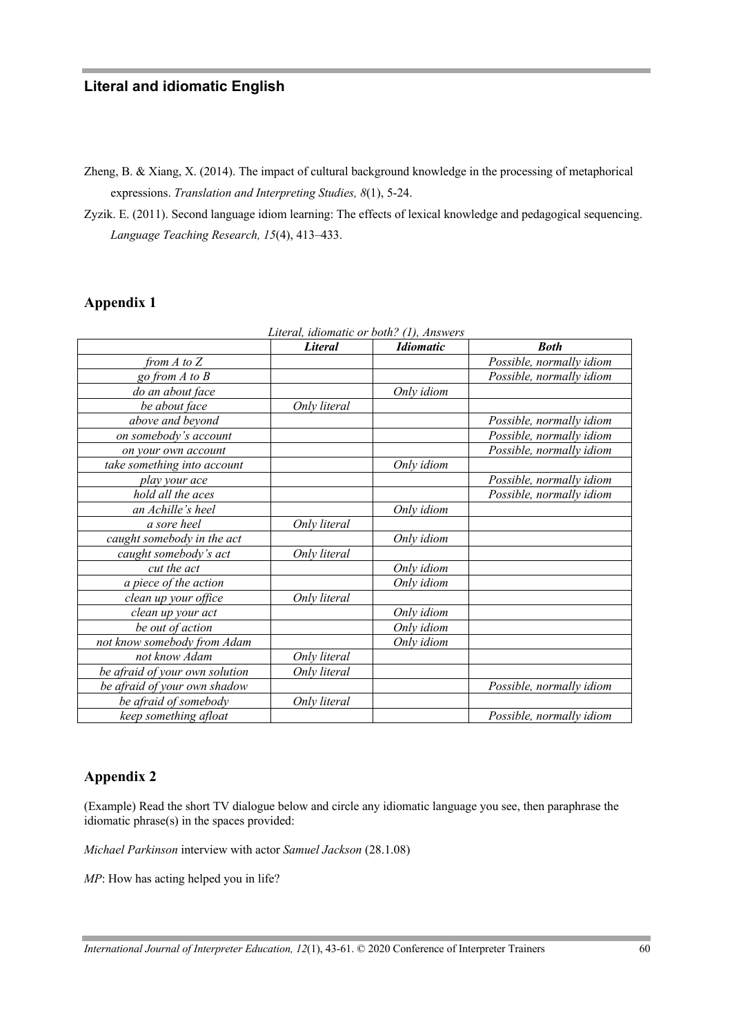Zheng, B. & Xiang, X. (2014). The impact of cultural background knowledge in the processing of metaphorical expressions. *Translation and Interpreting Studies, 8*(1), 5-24.

Zyzik. E. (2011). Second language idiom learning: The effects of lexical knowledge and pedagogical sequencing. *Language Teaching Research, 15*(4), 413–433.

## Appendix 1

*Literal, idiomatic or both? (1), Answers*

| | ***Literal*** | ***Idiomatic*** | ***Both*** |
|---|---|---|---|
| *from A to Z* | | | *Possible, normally idiom* |
| *go from A to B* | | | *Possible, normally idiom* |
| *do an about face* | | *Only idiom* | |
| *be about face* | *Only literal* | | |
| *above and beyond* | | | *Possible, normally idiom* |
| *on somebody's account* | | | *Possible, normally idiom* |
| *on your own account* | | | *Possible, normally idiom* |
| *take something into account* | | *Only idiom* | |
| *play your ace* | | | *Possible, normally idiom* |
| *hold all the aces* | | | *Possible, normally idiom* |
| *an Achille's heel* | | *Only idiom* | |
| *a sore heel* | *Only literal* | | |
| *caught somebody in the act* | | *Only idiom* | |
| *caught somebody's act* | *Only literal* | | |
| *cut the act* | | *Only idiom* | |
| *a piece of the action* | | *Only idiom* | |
| *clean up your office* | *Only literal* | | |
| *clean up your act* | | *Only idiom* | |
| *be out of action* | | *Only idiom* | |
| *not know somebody from Adam* | | *Only idiom* | |
| *not know Adam* | *Only literal* | | |
| *be afraid of your own solution* | *Only literal* | | |
| *be afraid of your own shadow* | | | *Possible, normally idiom* |
| *be afraid of somebody* | *Only literal* | | |
| *keep something afloat* | | | *Possible, normally idiom* |

## Appendix 2

(Example) Read the short TV dialogue below and circle any idiomatic language you see, then paraphrase the idiomatic phrase(s) in the spaces provided:

*Michael Parkinson* interview with actor *Samuel Jackson* (28.1.08)

*MP*: How has acting helped you in life?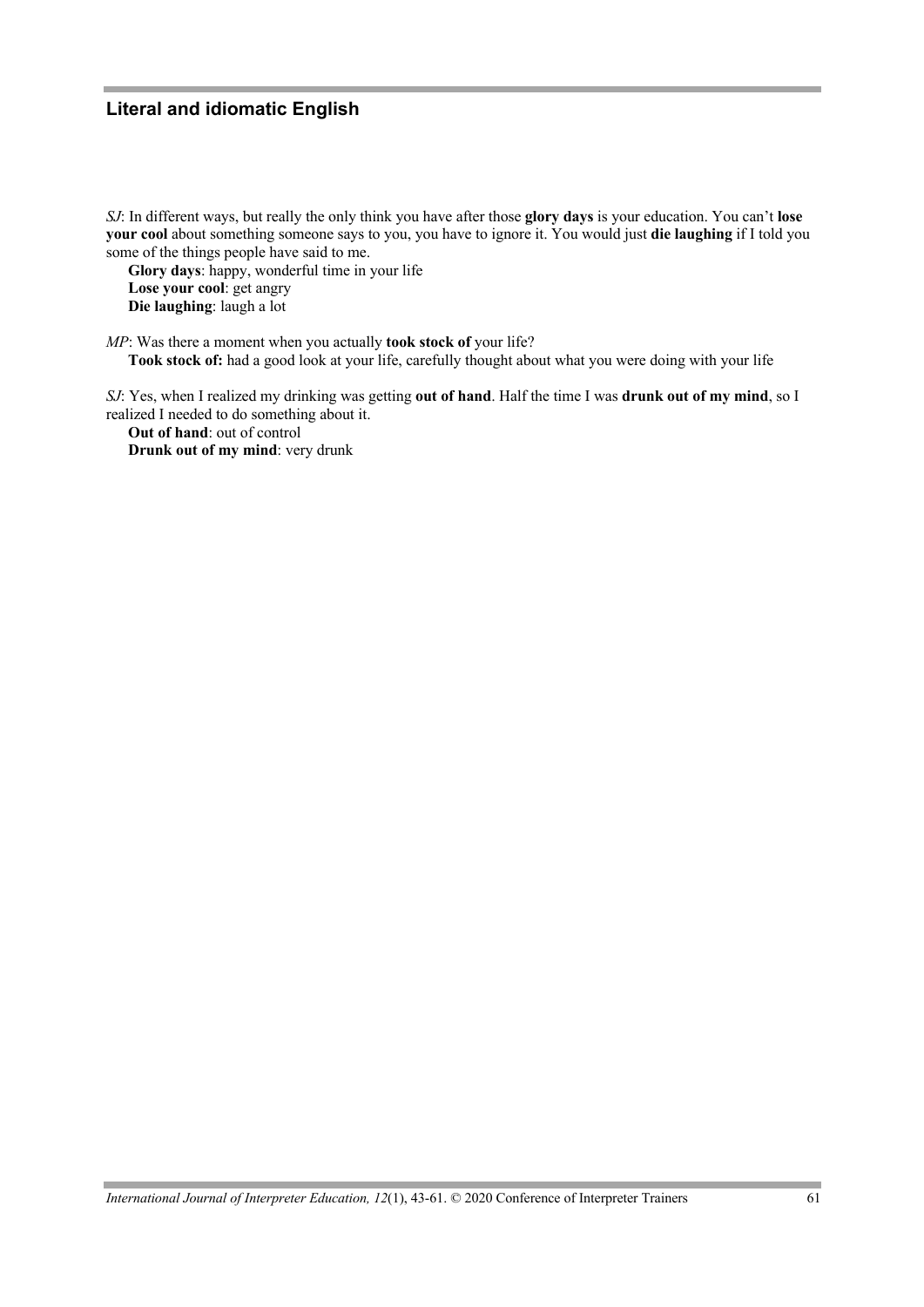## Literal and idiomatic English

*SJ*: In different ways, but really the only think you have after those **glory days** is your education. You can't **lose your cool** about something someone says to you, you have to ignore it. You would just **die laughing** if I told you some of the things people have said to me.

**Glory days**: happy, wonderful time in your life
**Lose your cool**: get angry
**Die laughing**: laugh a lot

*MP*: Was there a moment when you actually **took stock of** your life?

**Took stock of:** had a good look at your life, carefully thought about what you were doing with your life

*SJ*: Yes, when I realized my drinking was getting **out of hand**. Half the time I was **drunk out of my mind**, so I realized I needed to do something about it.

**Out of hand**: out of control
**Drunk out of my mind**: very drunk